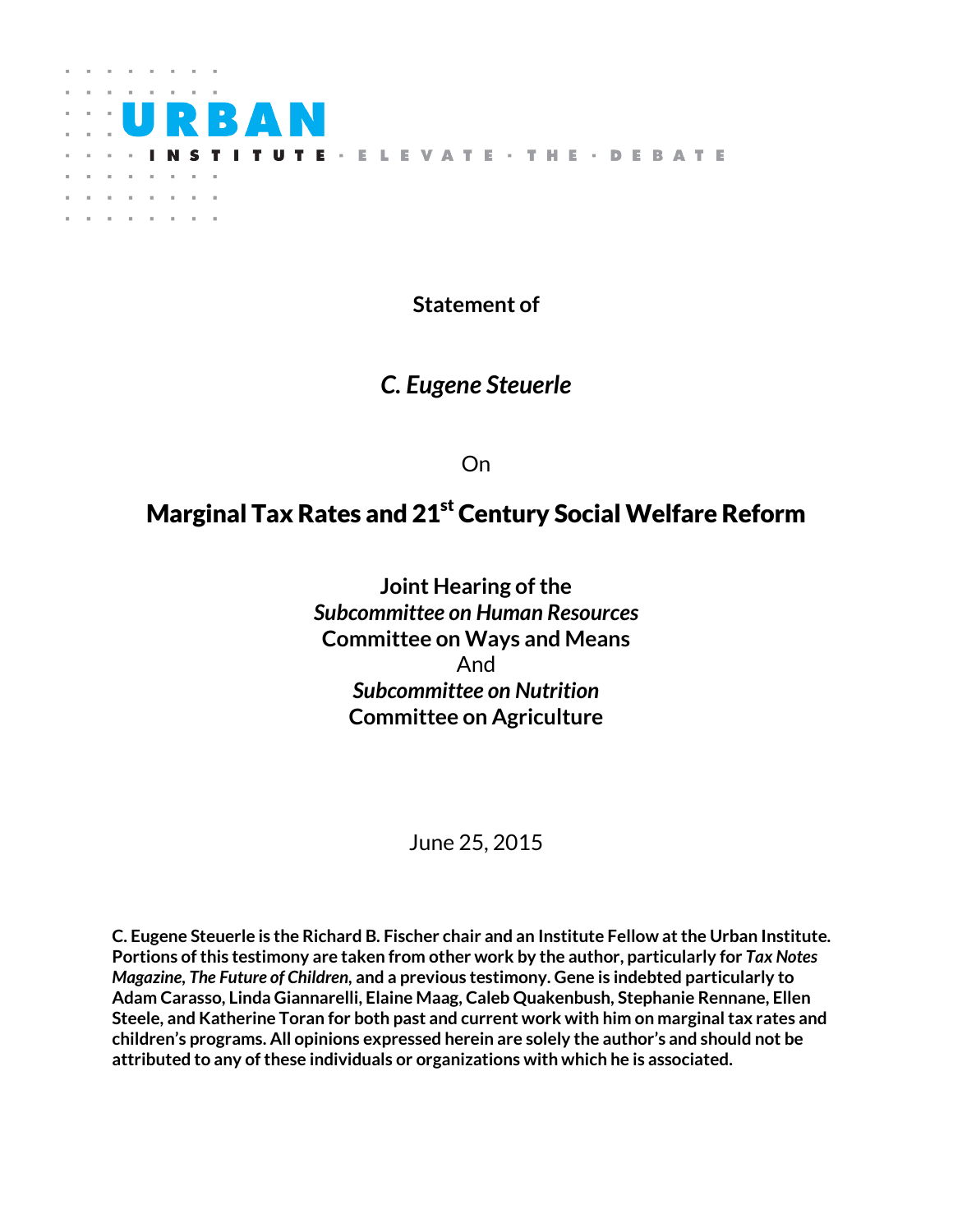URBAN INSTITUTE · ELEVATE · THE · DEBATE

**Statement of**

***C. Eugene Steuerle***

On

# Marginal Tax Rates and 21st Century Social Welfare Reform

**Joint Hearing of the**
***Subcommittee on Human Resources***
**Committee on Ways and Means**
And
***Subcommittee on Nutrition***
**Committee on Agriculture**

June 25, 2015

**C. Eugene Steuerle is the Richard B. Fischer chair and an Institute Fellow at the Urban Institute. Portions of this testimony are taken from other work by the author, particularly for *Tax Notes Magazine, The Future of Children*, and a previous testimony. Gene is indebted particularly to Adam Carasso, Linda Giannarelli, Elaine Maag, Caleb Quakenbush, Stephanie Rennane, Ellen Steele, and Katherine Toran for both past and current work with him on marginal tax rates and children's programs. All opinions expressed herein are solely the author's and should not be attributed to any of these individuals or organizations with which he is associated.**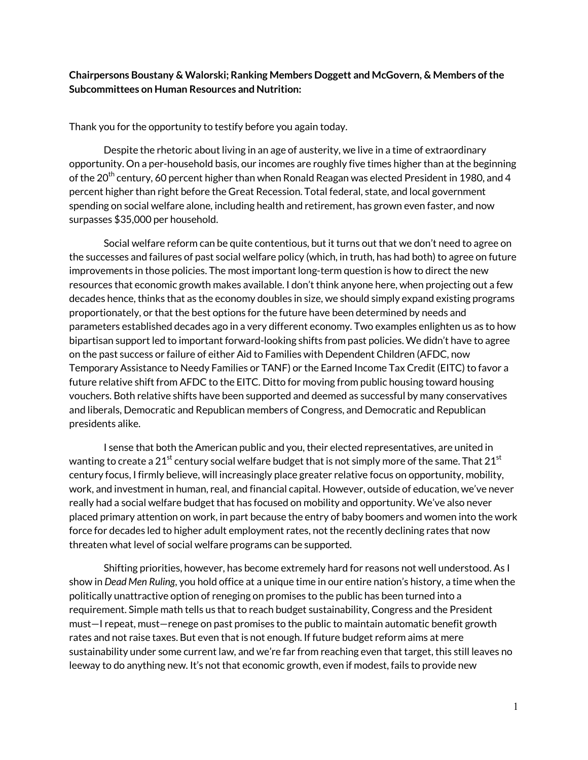**Chairpersons Boustany & Walorski; Ranking Members Doggett and McGovern, & Members of the Subcommittees on Human Resources and Nutrition:**

Thank you for the opportunity to testify before you again today.

Despite the rhetoric about living in an age of austerity, we live in a time of extraordinary opportunity. On a per-household basis, our incomes are roughly five times higher than at the beginning of the 20th century, 60 percent higher than when Ronald Reagan was elected President in 1980, and 4 percent higher than right before the Great Recession. Total federal, state, and local government spending on social welfare alone, including health and retirement, has grown even faster, and now surpasses $35,000 per household.

Social welfare reform can be quite contentious, but it turns out that we don't need to agree on the successes and failures of past social welfare policy (which, in truth, has had both) to agree on future improvements in those policies. The most important long-term question is how to direct the new resources that economic growth makes available. I don't think anyone here, when projecting out a few decades hence, thinks that as the economy doubles in size, we should simply expand existing programs proportionately, or that the best options for the future have been determined by needs and parameters established decades ago in a very different economy. Two examples enlighten us as to how bipartisan support led to important forward-looking shifts from past policies. We didn't have to agree on the past success or failure of either Aid to Families with Dependent Children (AFDC, now Temporary Assistance to Needy Families or TANF) or the Earned Income Tax Credit (EITC) to favor a future relative shift from AFDC to the EITC. Ditto for moving from public housing toward housing vouchers. Both relative shifts have been supported and deemed as successful by many conservatives and liberals, Democratic and Republican members of Congress, and Democratic and Republican presidents alike.

I sense that both the American public and you, their elected representatives, are united in wanting to create a 21st century social welfare budget that is not simply more of the same. That 21st century focus, I firmly believe, will increasingly place greater relative focus on opportunity, mobility, work, and investment in human, real, and financial capital. However, outside of education, we've never really had a social welfare budget that has focused on mobility and opportunity. We've also never placed primary attention on work, in part because the entry of baby boomers and women into the work force for decades led to higher adult employment rates, not the recently declining rates that now threaten what level of social welfare programs can be supported.

Shifting priorities, however, has become extremely hard for reasons not well understood. As I show in *Dead Men Ruling*, you hold office at a unique time in our entire nation's history, a time when the politically unattractive option of reneging on promises to the public has been turned into a requirement. Simple math tells us that to reach budget sustainability, Congress and the President must—I repeat, must—renege on past promises to the public to maintain automatic benefit growth rates and not raise taxes. But even that is not enough. If future budget reform aims at mere sustainability under some current law, and we're far from reaching even that target, this still leaves no leeway to do anything new. It's not that economic growth, even if modest, fails to provide new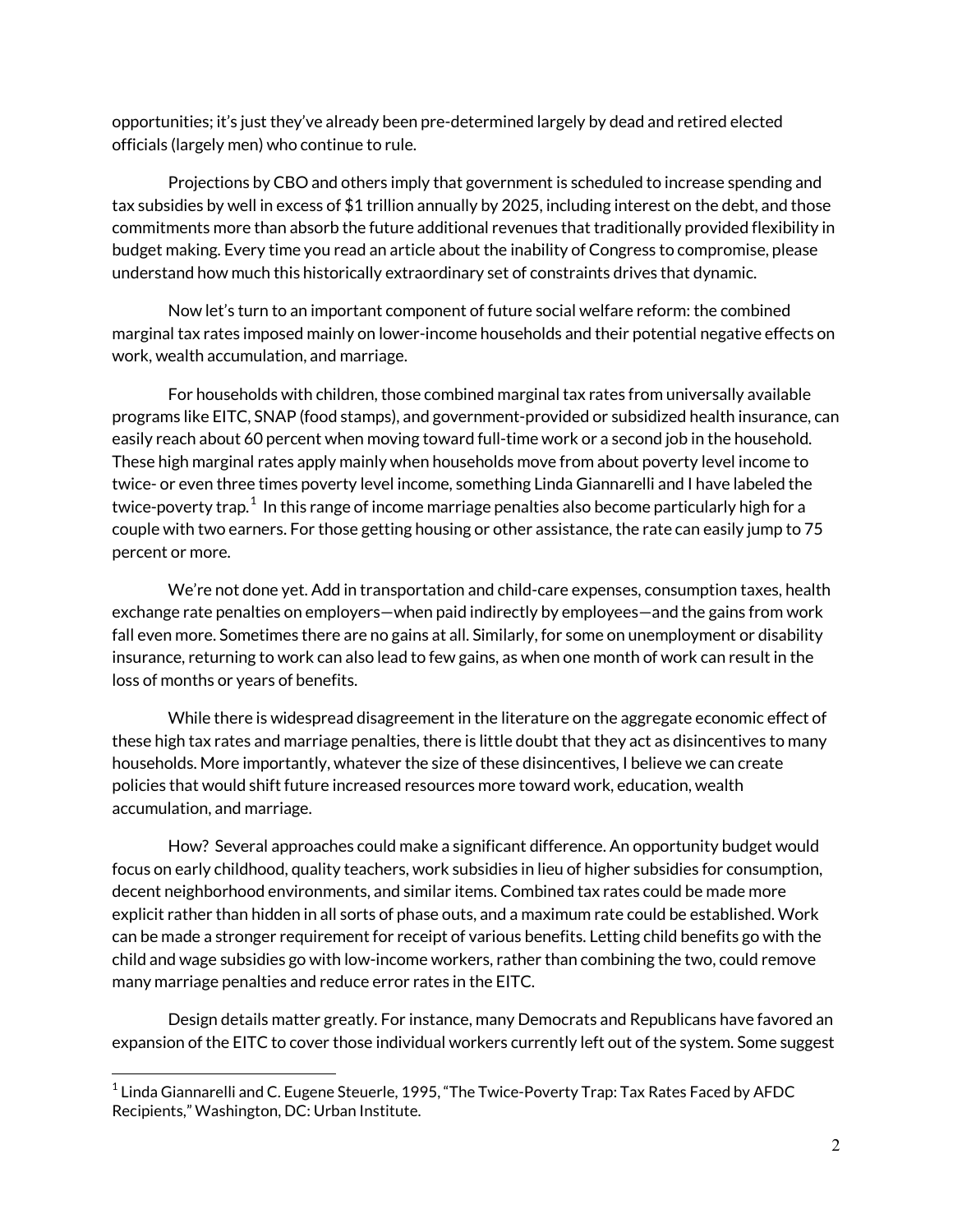opportunities; it's just they've already been pre-determined largely by dead and retired elected officials (largely men) who continue to rule.

Projections by CBO and others imply that government is scheduled to increase spending and tax subsidies by well in excess of $1 trillion annually by 2025, including interest on the debt, and those commitments more than absorb the future additional revenues that traditionally provided flexibility in budget making. Every time you read an article about the inability of Congress to compromise, please understand how much this historically extraordinary set of constraints drives that dynamic.

Now let's turn to an important component of future social welfare reform: the combined marginal tax rates imposed mainly on lower-income households and their potential negative effects on work, wealth accumulation, and marriage.

For households with children, those combined marginal tax rates from universally available programs like EITC, SNAP (food stamps), and government-provided or subsidized health insurance, can easily reach about 60 percent when moving toward full-time work or a second job in the household. These high marginal rates apply mainly when households move from about poverty level income to twice- or even three times poverty level income, something Linda Giannarelli and I have labeled the twice-poverty trap.[1] In this range of income marriage penalties also become particularly high for a couple with two earners. For those getting housing or other assistance, the rate can easily jump to 75 percent or more.

We're not done yet. Add in transportation and child-care expenses, consumption taxes, health exchange rate penalties on employers—when paid indirectly by employees—and the gains from work fall even more. Sometimes there are no gains at all. Similarly, for some on unemployment or disability insurance, returning to work can also lead to few gains, as when one month of work can result in the loss of months or years of benefits.

While there is widespread disagreement in the literature on the aggregate economic effect of these high tax rates and marriage penalties, there is little doubt that they act as disincentives to many households. More importantly, whatever the size of these disincentives, I believe we can create policies that would shift future increased resources more toward work, education, wealth accumulation, and marriage.

How? Several approaches could make a significant difference. An opportunity budget would focus on early childhood, quality teachers, work subsidies in lieu of higher subsidies for consumption, decent neighborhood environments, and similar items. Combined tax rates could be made more explicit rather than hidden in all sorts of phase outs, and a maximum rate could be established. Work can be made a stronger requirement for receipt of various benefits. Letting child benefits go with the child and wage subsidies go with low-income workers, rather than combining the two, could remove many marriage penalties and reduce error rates in the EITC.

Design details matter greatly. For instance, many Democrats and Republicans have favored an expansion of the EITC to cover those individual workers currently left out of the system. Some suggest

---

[1] Linda Giannarelli and C. Eugene Steuerle, 1995, "The Twice-Poverty Trap: Tax Rates Faced by AFDC Recipients," Washington, DC: Urban Institute.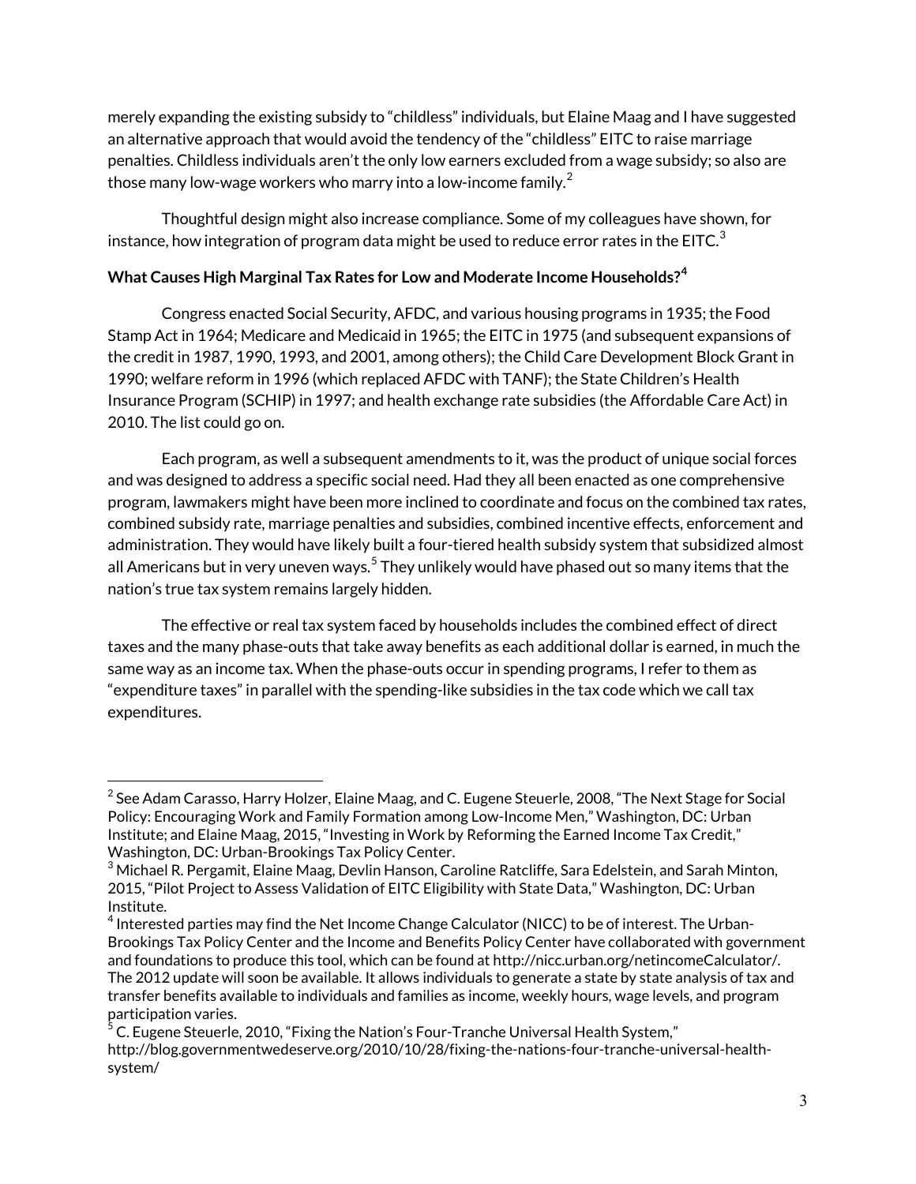merely expanding the existing subsidy to "childless" individuals, but Elaine Maag and I have suggested an alternative approach that would avoid the tendency of the "childless" EITC to raise marriage penalties. Childless individuals aren't the only low earners excluded from a wage subsidy; so also are those many low-wage workers who marry into a low-income family.[2]

Thoughtful design might also increase compliance. Some of my colleagues have shown, for instance, how integration of program data might be used to reduce error rates in the EITC.[3]

**What Causes High Marginal Tax Rates for Low and Moderate Income Households?[4]**

Congress enacted Social Security, AFDC, and various housing programs in 1935; the Food Stamp Act in 1964; Medicare and Medicaid in 1965; the EITC in 1975 (and subsequent expansions of the credit in 1987, 1990, 1993, and 2001, among others); the Child Care Development Block Grant in 1990; welfare reform in 1996 (which replaced AFDC with TANF); the State Children's Health Insurance Program (SCHIP) in 1997; and health exchange rate subsidies (the Affordable Care Act) in 2010. The list could go on.

Each program, as well a subsequent amendments to it, was the product of unique social forces and was designed to address a specific social need. Had they all been enacted as one comprehensive program, lawmakers might have been more inclined to coordinate and focus on the combined tax rates, combined subsidy rate, marriage penalties and subsidies, combined incentive effects, enforcement and administration. They would have likely built a four-tiered health subsidy system that subsidized almost all Americans but in very uneven ways.[5] They unlikely would have phased out so many items that the nation's true tax system remains largely hidden.

The effective or real tax system faced by households includes the combined effect of direct taxes and the many phase-outs that take away benefits as each additional dollar is earned, in much the same way as an income tax. When the phase-outs occur in spending programs, I refer to them as "expenditure taxes" in parallel with the spending-like subsidies in the tax code which we call tax expenditures.

---

[2] See Adam Carasso, Harry Holzer, Elaine Maag, and C. Eugene Steuerle, 2008, "The Next Stage for Social Policy: Encouraging Work and Family Formation among Low-Income Men," Washington, DC: Urban Institute; and Elaine Maag, 2015, "Investing in Work by Reforming the Earned Income Tax Credit," Washington, DC: Urban-Brookings Tax Policy Center.

[3] Michael R. Pergamit, Elaine Maag, Devlin Hanson, Caroline Ratcliffe, Sara Edelstein, and Sarah Minton, 2015, "Pilot Project to Assess Validation of EITC Eligibility with State Data," Washington, DC: Urban Institute.

[4] Interested parties may find the Net Income Change Calculator (NICC) to be of interest. The Urban-Brookings Tax Policy Center and the Income and Benefits Policy Center have collaborated with government and foundations to produce this tool, which can be found at http://nicc.urban.org/netincomeCalculator/. The 2012 update will soon be available. It allows individuals to generate a state by state analysis of tax and transfer benefits available to individuals and families as income, weekly hours, wage levels, and program participation varies.

[5] C. Eugene Steuerle, 2010, "Fixing the Nation's Four-Tranche Universal Health System," http://blog.governmentwedeserve.org/2010/10/28/fixing-the-nations-four-tranche-universal-health-system/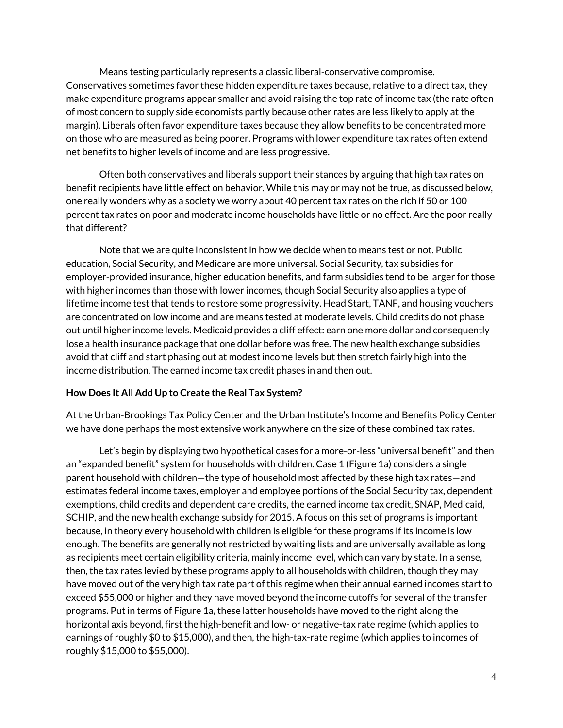Means testing particularly represents a classic liberal-conservative compromise. Conservatives sometimes favor these hidden expenditure taxes because, relative to a direct tax, they make expenditure programs appear smaller and avoid raising the top rate of income tax (the rate often of most concern to supply side economists partly because other rates are less likely to apply at the margin). Liberals often favor expenditure taxes because they allow benefits to be concentrated more on those who are measured as being poorer. Programs with lower expenditure tax rates often extend net benefits to higher levels of income and are less progressive.

Often both conservatives and liberals support their stances by arguing that high tax rates on benefit recipients have little effect on behavior. While this may or may not be true, as discussed below, one really wonders why as a society we worry about 40 percent tax rates on the rich if 50 or 100 percent tax rates on poor and moderate income households have little or no effect. Are the poor really that different?

Note that we are quite inconsistent in how we decide when to means test or not. Public education, Social Security, and Medicare are more universal. Social Security, tax subsidies for employer-provided insurance, higher education benefits, and farm subsidies tend to be larger for those with higher incomes than those with lower incomes, though Social Security also applies a type of lifetime income test that tends to restore some progressivity. Head Start, TANF, and housing vouchers are concentrated on low income and are means tested at moderate levels. Child credits do not phase out until higher income levels. Medicaid provides a cliff effect: earn one more dollar and consequently lose a health insurance package that one dollar before was free. The new health exchange subsidies avoid that cliff and start phasing out at modest income levels but then stretch fairly high into the income distribution. The earned income tax credit phases in and then out.

**How Does It All Add Up to Create the Real Tax System?**

At the Urban-Brookings Tax Policy Center and the Urban Institute's Income and Benefits Policy Center we have done perhaps the most extensive work anywhere on the size of these combined tax rates.

Let's begin by displaying two hypothetical cases for a more-or-less "universal benefit" and then an "expanded benefit" system for households with children. Case 1 (Figure 1a) considers a single parent household with children—the type of household most affected by these high tax rates—and estimates federal income taxes, employer and employee portions of the Social Security tax, dependent exemptions, child credits and dependent care credits, the earned income tax credit, SNAP, Medicaid, SCHIP, and the new health exchange subsidy for 2015. A focus on this set of programs is important because, in theory every household with children is eligible for these programs if its income is low enough. The benefits are generally not restricted by waiting lists and are universally available as long as recipients meet certain eligibility criteria, mainly income level, which can vary by state. In a sense, then, the tax rates levied by these programs apply to all households with children, though they may have moved out of the very high tax rate part of this regime when their annual earned incomes start to exceed $55,000 or higher and they have moved beyond the income cutoffs for several of the transfer programs. Put in terms of Figure 1a, these latter households have moved to the right along the horizontal axis beyond, first the high-benefit and low- or negative-tax rate regime (which applies to earnings of roughly $0 to $15,000), and then, the high-tax-rate regime (which applies to incomes of roughly $15,000 to $55,000).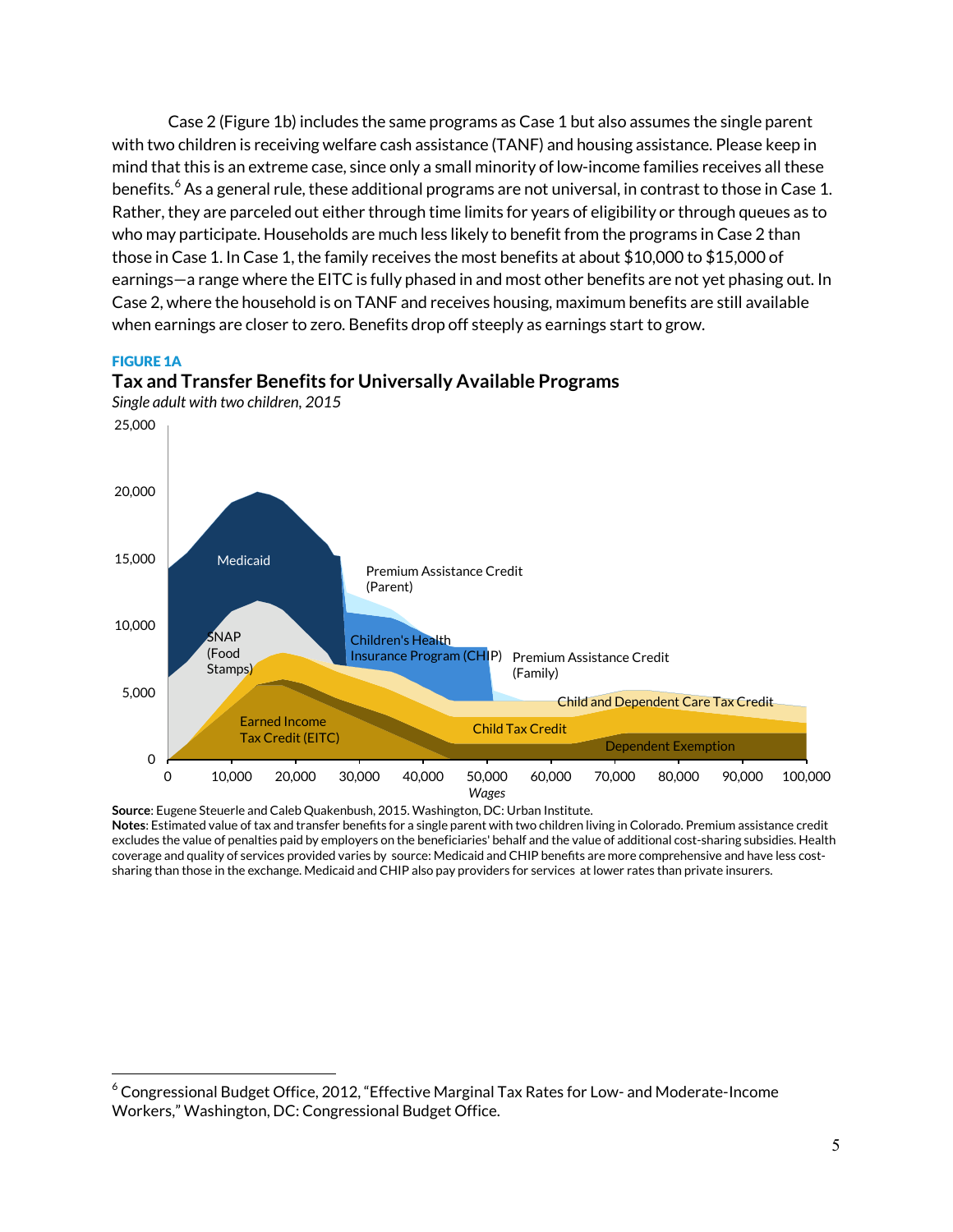Case 2 (Figure 1b) includes the same programs as Case 1 but also assumes the single parent with two children is receiving welfare cash assistance (TANF) and housing assistance. Please keep in mind that this is an extreme case, since only a small minority of low-income families receives all these benefits.[6] As a general rule, these additional programs are not universal, in contrast to those in Case 1. Rather, they are parceled out either through time limits for years of eligibility or through queues as to who may participate. Households are much less likely to benefit from the programs in Case 2 than those in Case 1. In Case 1, the family receives the most benefits at about $10,000 to $15,000 of earnings—a range where the EITC is fully phased in and most other benefits are not yet phasing out. In Case 2, where the household is on TANF and receives housing, maximum benefits are still available when earnings are closer to zero. Benefits drop off steeply as earnings start to grow.

**FIGURE 1A**

**Tax and Transfer Benefits for Universally Available Programs**

*Single adult with two children, 2015*

**Source**: Eugene Steuerle and Caleb Quakenbush, 2015. Washington, DC: Urban Institute.
**Notes**: Estimated value of tax and transfer benefits for a single parent with two children living in Colorado. Premium assistance credit excludes the value of penalties paid by employers on the beneficiaries' behalf and the value of additional cost-sharing subsidies. Health coverage and quality of services provided varies by source: Medicaid and CHIP benefits are more comprehensive and have less cost-sharing than those in the exchange. Medicaid and CHIP also pay providers for services at lower rates than private insurers.

---

[6] Congressional Budget Office, 2012, "Effective Marginal Tax Rates for Low- and Moderate-Income Workers," Washington, DC: Congressional Budget Office.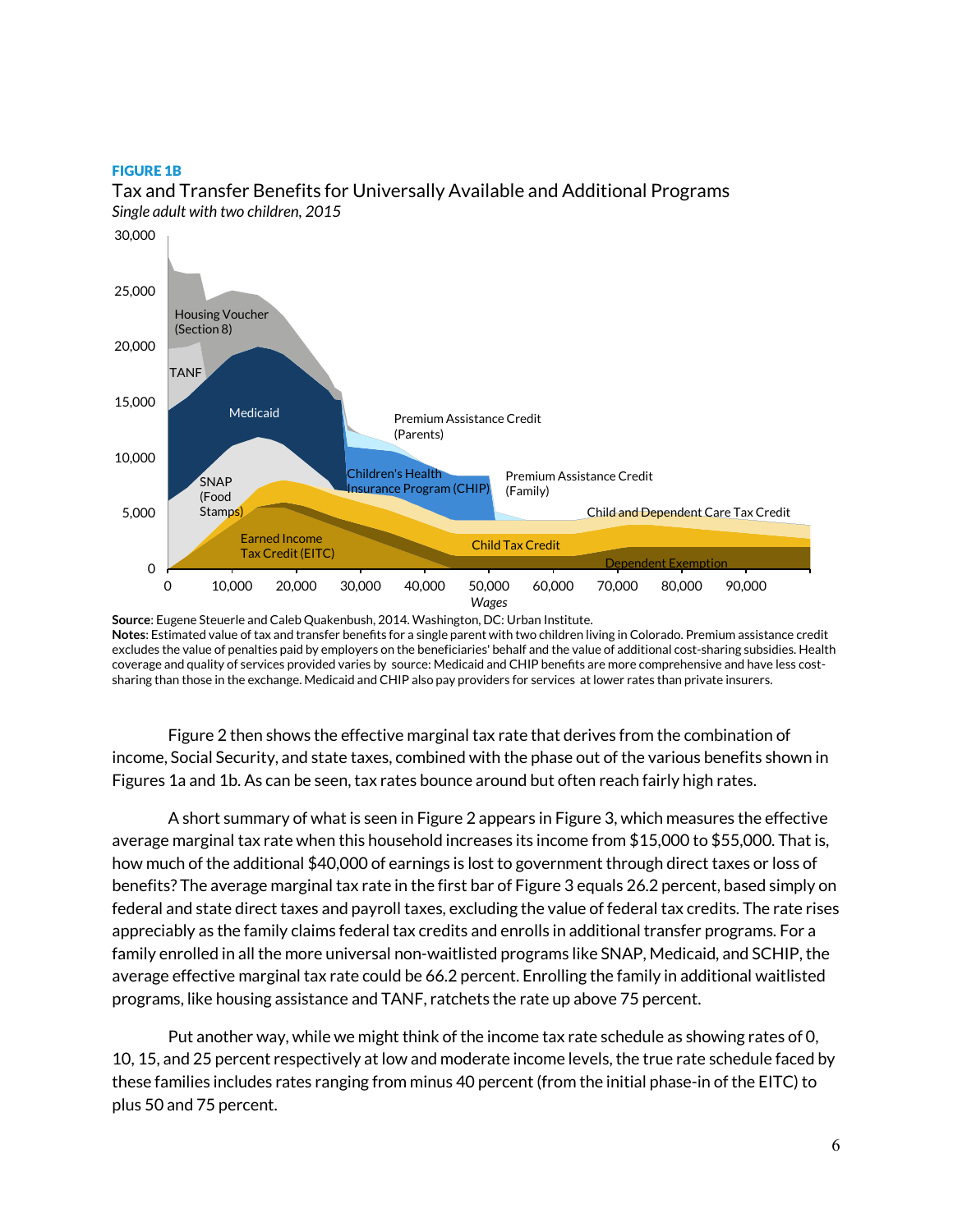**FIGURE 1B**

Tax and Transfer Benefits for Universally Available and Additional Programs

*Single adult with two children, 2015*

**Source**: Eugene Steuerle and Caleb Quakenbush, 2014. Washington, DC: Urban Institute.
**Notes**: Estimated value of tax and transfer benefits for a single parent with two children living in Colorado. Premium assistance credit excludes the value of penalties paid by employers on the beneficiaries' behalf and the value of additional cost-sharing subsidies. Health coverage and quality of services provided varies by source: Medicaid and CHIP benefits are more comprehensive and have less cost-sharing than those in the exchange. Medicaid and CHIP also pay providers for services at lower rates than private insurers.

Figure 2 then shows the effective marginal tax rate that derives from the combination of income, Social Security, and state taxes, combined with the phase out of the various benefits shown in Figures 1a and 1b. As can be seen, tax rates bounce around but often reach fairly high rates.

A short summary of what is seen in Figure 2 appears in Figure 3, which measures the effective average marginal tax rate when this household increases its income from $15,000 to $55,000. That is, how much of the additional $40,000 of earnings is lost to government through direct taxes or loss of benefits? The average marginal tax rate in the first bar of Figure 3 equals 26.2 percent, based simply on federal and state direct taxes and payroll taxes, excluding the value of federal tax credits. The rate rises appreciably as the family claims federal tax credits and enrolls in additional transfer programs. For a family enrolled in all the more universal non-waitlisted programs like SNAP, Medicaid, and SCHIP, the average effective marginal tax rate could be 66.2 percent. Enrolling the family in additional waitlisted programs, like housing assistance and TANF, ratchets the rate up above 75 percent.

Put another way, while we might think of the income tax rate schedule as showing rates of 0, 10, 15, and 25 percent respectively at low and moderate income levels, the true rate schedule faced by these families includes rates ranging from minus 40 percent (from the initial phase-in of the EITC) to plus 50 and 75 percent.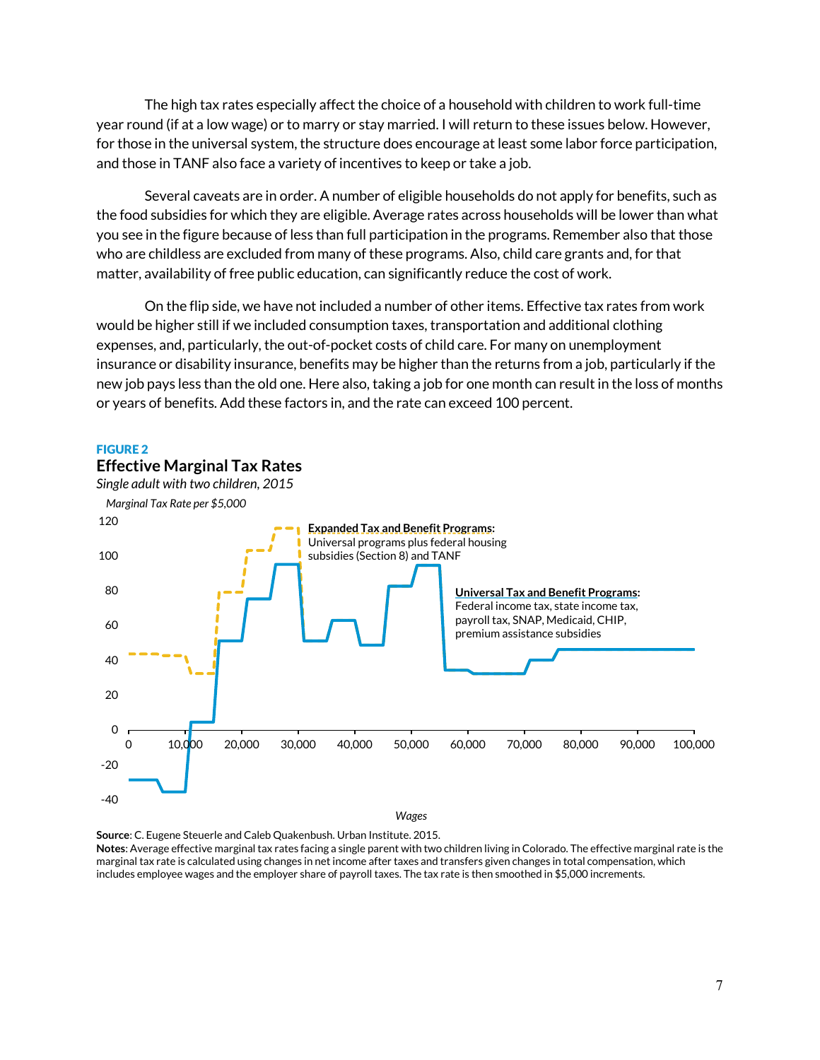The high tax rates especially affect the choice of a household with children to work full-time year round (if at a low wage) or to marry or stay married. I will return to these issues below. However, for those in the universal system, the structure does encourage at least some labor force participation, and those in TANF also face a variety of incentives to keep or take a job.

Several caveats are in order. A number of eligible households do not apply for benefits, such as the food subsidies for which they are eligible. Average rates across households will be lower than what you see in the figure because of less than full participation in the programs. Remember also that those who are childless are excluded from many of these programs. Also, child care grants and, for that matter, availability of free public education, can significantly reduce the cost of work.

On the flip side, we have not included a number of other items. Effective tax rates from work would be higher still if we included consumption taxes, transportation and additional clothing expenses, and, particularly, the out-of-pocket costs of child care. For many on unemployment insurance or disability insurance, benefits may be higher than the returns from a job, particularly if the new job pays less than the old one. Here also, taking a job for one month can result in the loss of months or years of benefits. Add these factors in, and the rate can exceed 100 percent.

**FIGURE 2**

**Effective Marginal Tax Rates**

*Single adult with two children, 2015*

*Marginal Tax Rate per $5,000*

**Expanded Tax and Benefit Programs:** Universal programs plus federal housing subsidies (Section 8) and TANF

**Universal Tax and Benefit Programs:** Federal income tax, state income tax, payroll tax, SNAP, Medicaid, CHIP, premium assistance subsidies

*Wages*

**Source**: C. Eugene Steuerle and Caleb Quakenbush. Urban Institute. 2015.

**Notes**: Average effective marginal tax rates facing a single parent with two children living in Colorado. The effective marginal rate is the marginal tax rate is calculated using changes in net income after taxes and transfers given changes in total compensation, which includes employee wages and the employer share of payroll taxes. The tax rate is then smoothed in $5,000 increments.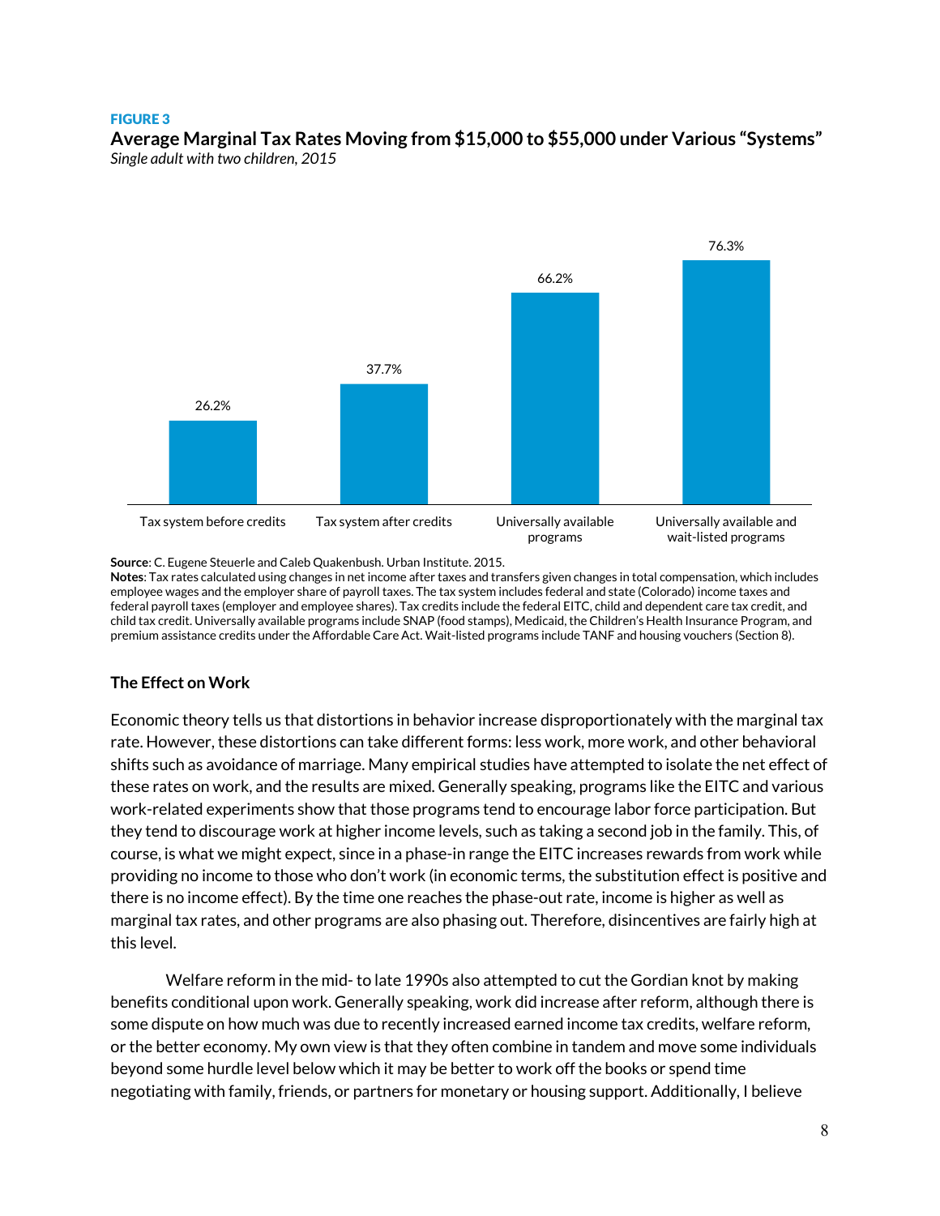**FIGURE 3**

**Average Marginal Tax Rates Moving from $15,000 to $55,000 under Various "Systems"**

*Single adult with two children, 2015*

| System | Average marginal tax rate |
|---|---|
| Tax system before credits | 26.2% |
| Tax system after credits | 37.7% |
| Universally available programs | 66.2% |
| Universally available and wait-listed programs | 76.3% |

**Source**: C. Eugene Steuerle and Caleb Quakenbush. Urban Institute. 2015.

**Notes**: Tax rates calculated using changes in net income after taxes and transfers given changes in total compensation, which includes employee wages and the employer share of payroll taxes. The tax system includes federal and state (Colorado) income taxes and federal payroll taxes (employer and employee shares). Tax credits include the federal EITC, child and dependent care tax credit, and child tax credit. Universally available programs include SNAP (food stamps), Medicaid, the Children's Health Insurance Program, and premium assistance credits under the Affordable Care Act. Wait-listed programs include TANF and housing vouchers (Section 8).

### The Effect on Work

Economic theory tells us that distortions in behavior increase disproportionately with the marginal tax rate. However, these distortions can take different forms: less work, more work, and other behavioral shifts such as avoidance of marriage. Many empirical studies have attempted to isolate the net effect of these rates on work, and the results are mixed. Generally speaking, programs like the EITC and various work-related experiments show that those programs tend to encourage labor force participation. But they tend to discourage work at higher income levels, such as taking a second job in the family. This, of course, is what we might expect, since in a phase-in range the EITC increases rewards from work while providing no income to those who don't work (in economic terms, the substitution effect is positive and there is no income effect). By the time one reaches the phase-out rate, income is higher as well as marginal tax rates, and other programs are also phasing out. Therefore, disincentives are fairly high at this level.

Welfare reform in the mid- to late 1990s also attempted to cut the Gordian knot by making benefits conditional upon work. Generally speaking, work did increase after reform, although there is some dispute on how much was due to recently increased earned income tax credits, welfare reform, or the better economy. My own view is that they often combine in tandem and move some individuals beyond some hurdle level below which it may be better to work off the books or spend time negotiating with family, friends, or partners for monetary or housing support. Additionally, I believe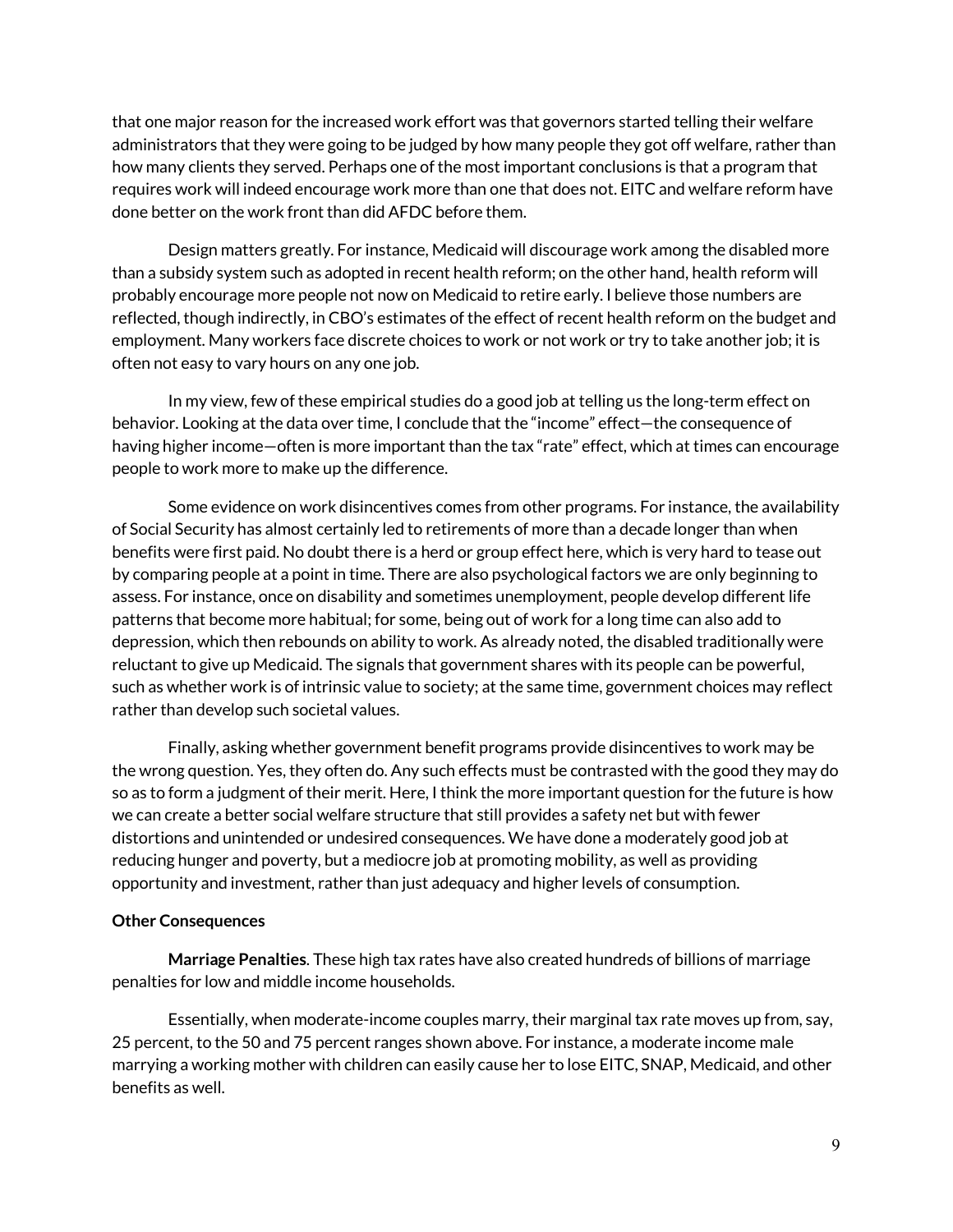that one major reason for the increased work effort was that governors started telling their welfare administrators that they were going to be judged by how many people they got off welfare, rather than how many clients they served. Perhaps one of the most important conclusions is that a program that requires work will indeed encourage work more than one that does not. EITC and welfare reform have done better on the work front than did AFDC before them.

Design matters greatly. For instance, Medicaid will discourage work among the disabled more than a subsidy system such as adopted in recent health reform; on the other hand, health reform will probably encourage more people not now on Medicaid to retire early. I believe those numbers are reflected, though indirectly, in CBO's estimates of the effect of recent health reform on the budget and employment. Many workers face discrete choices to work or not work or try to take another job; it is often not easy to vary hours on any one job.

In my view, few of these empirical studies do a good job at telling us the long-term effect on behavior. Looking at the data over time, I conclude that the "income" effect—the consequence of having higher income—often is more important than the tax "rate" effect, which at times can encourage people to work more to make up the difference.

Some evidence on work disincentives comes from other programs. For instance, the availability of Social Security has almost certainly led to retirements of more than a decade longer than when benefits were first paid. No doubt there is a herd or group effect here, which is very hard to tease out by comparing people at a point in time. There are also psychological factors we are only beginning to assess. For instance, once on disability and sometimes unemployment, people develop different life patterns that become more habitual; for some, being out of work for a long time can also add to depression, which then rebounds on ability to work. As already noted, the disabled traditionally were reluctant to give up Medicaid. The signals that government shares with its people can be powerful, such as whether work is of intrinsic value to society; at the same time, government choices may reflect rather than develop such societal values.

Finally, asking whether government benefit programs provide disincentives to work may be the wrong question. Yes, they often do. Any such effects must be contrasted with the good they may do so as to form a judgment of their merit. Here, I think the more important question for the future is how we can create a better social welfare structure that still provides a safety net but with fewer distortions and unintended or undesired consequences. We have done a moderately good job at reducing hunger and poverty, but a mediocre job at promoting mobility, as well as providing opportunity and investment, rather than just adequacy and higher levels of consumption.

**Other Consequences**

**Marriage Penalties**. These high tax rates have also created hundreds of billions of marriage penalties for low and middle income households.

Essentially, when moderate-income couples marry, their marginal tax rate moves up from, say, 25 percent, to the 50 and 75 percent ranges shown above. For instance, a moderate income male marrying a working mother with children can easily cause her to lose EITC, SNAP, Medicaid, and other benefits as well.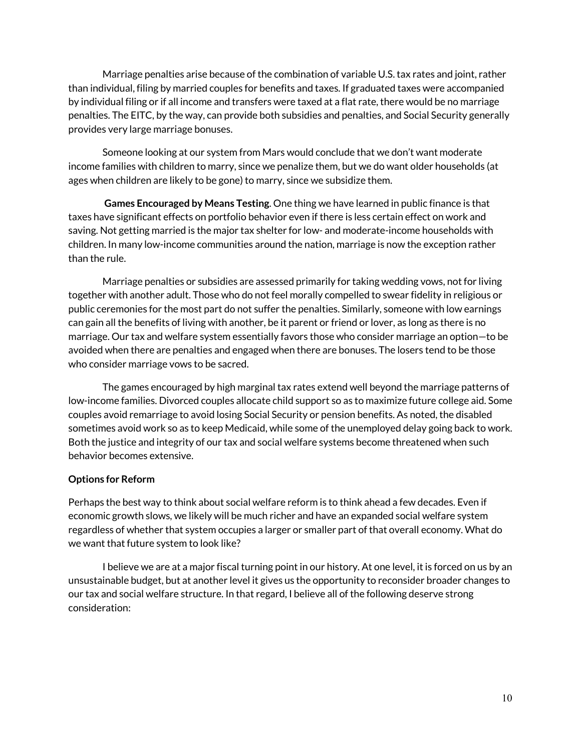Marriage penalties arise because of the combination of variable U.S. tax rates and joint, rather than individual, filing by married couples for benefits and taxes. If graduated taxes were accompanied by individual filing or if all income and transfers were taxed at a flat rate, there would be no marriage penalties. The EITC, by the way, can provide both subsidies and penalties, and Social Security generally provides very large marriage bonuses.

Someone looking at our system from Mars would conclude that we don't want moderate income families with children to marry, since we penalize them, but we do want older households (at ages when children are likely to be gone) to marry, since we subsidize them.

**Games Encouraged by Means Testing**. One thing we have learned in public finance is that taxes have significant effects on portfolio behavior even if there is less certain effect on work and saving. Not getting married is the major tax shelter for low- and moderate-income households with children. In many low-income communities around the nation, marriage is now the exception rather than the rule.

Marriage penalties or subsidies are assessed primarily for taking wedding vows, not for living together with another adult. Those who do not feel morally compelled to swear fidelity in religious or public ceremonies for the most part do not suffer the penalties. Similarly, someone with low earnings can gain all the benefits of living with another, be it parent or friend or lover, as long as there is no marriage. Our tax and welfare system essentially favors those who consider marriage an option—to be avoided when there are penalties and engaged when there are bonuses. The losers tend to be those who consider marriage vows to be sacred.

The games encouraged by high marginal tax rates extend well beyond the marriage patterns of low-income families. Divorced couples allocate child support so as to maximize future college aid. Some couples avoid remarriage to avoid losing Social Security or pension benefits. As noted, the disabled sometimes avoid work so as to keep Medicaid, while some of the unemployed delay going back to work. Both the justice and integrity of our tax and social welfare systems become threatened when such behavior becomes extensive.

**Options for Reform**

Perhaps the best way to think about social welfare reform is to think ahead a few decades. Even if economic growth slows, we likely will be much richer and have an expanded social welfare system regardless of whether that system occupies a larger or smaller part of that overall economy. What do we want that future system to look like?

I believe we are at a major fiscal turning point in our history. At one level, it is forced on us by an unsustainable budget, but at another level it gives us the opportunity to reconsider broader changes to our tax and social welfare structure. In that regard, I believe all of the following deserve strong consideration: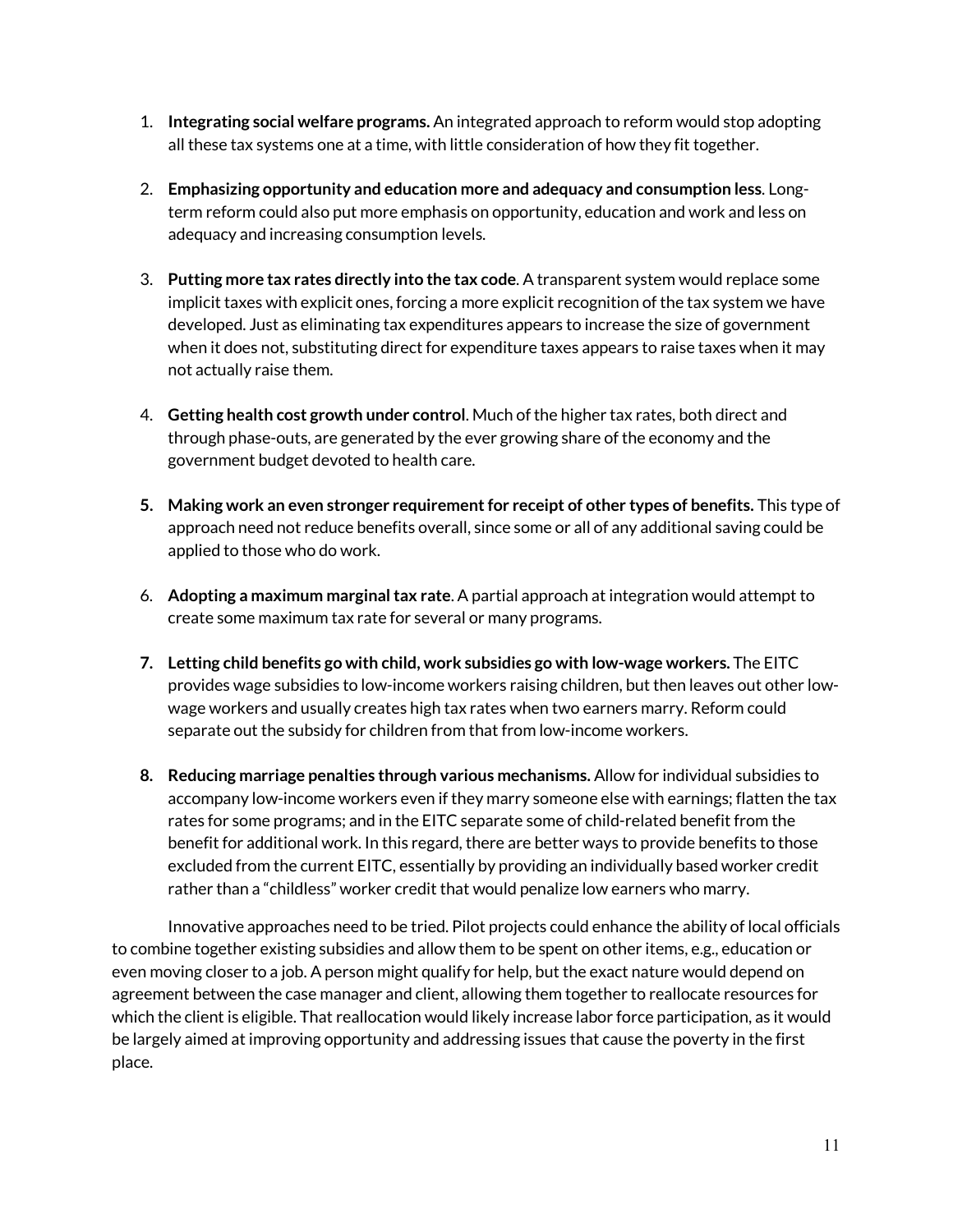1. **Integrating social welfare programs.** An integrated approach to reform would stop adopting all these tax systems one at a time, with little consideration of how they fit together.

2. **Emphasizing opportunity and education more and adequacy and consumption less**. Long-term reform could also put more emphasis on opportunity, education and work and less on adequacy and increasing consumption levels.

3. **Putting more tax rates directly into the tax code**. A transparent system would replace some implicit taxes with explicit ones, forcing a more explicit recognition of the tax system we have developed. Just as eliminating tax expenditures appears to increase the size of government when it does not, substituting direct for expenditure taxes appears to raise taxes when it may not actually raise them.

4. **Getting health cost growth under control**. Much of the higher tax rates, both direct and through phase-outs, are generated by the ever growing share of the economy and the government budget devoted to health care.

5. **Making work an even stronger requirement for receipt of other types of benefits.** This type of approach need not reduce benefits overall, since some or all of any additional saving could be applied to those who do work.

6. **Adopting a maximum marginal tax rate**. A partial approach at integration would attempt to create some maximum tax rate for several or many programs.

7. **Letting child benefits go with child, work subsidies go with low-wage workers.** The EITC provides wage subsidies to low-income workers raising children, but then leaves out other low-wage workers and usually creates high tax rates when two earners marry. Reform could separate out the subsidy for children from that from low-income workers.

8. **Reducing marriage penalties through various mechanisms.** Allow for individual subsidies to accompany low-income workers even if they marry someone else with earnings; flatten the tax rates for some programs; and in the EITC separate some of child-related benefit from the benefit for additional work. In this regard, there are better ways to provide benefits to those excluded from the current EITC, essentially by providing an individually based worker credit rather than a "childless" worker credit that would penalize low earners who marry.

Innovative approaches need to be tried. Pilot projects could enhance the ability of local officials to combine together existing subsidies and allow them to be spent on other items, e.g., education or even moving closer to a job. A person might qualify for help, but the exact nature would depend on agreement between the case manager and client, allowing them together to reallocate resources for which the client is eligible. That reallocation would likely increase labor force participation, as it would be largely aimed at improving opportunity and addressing issues that cause the poverty in the first place.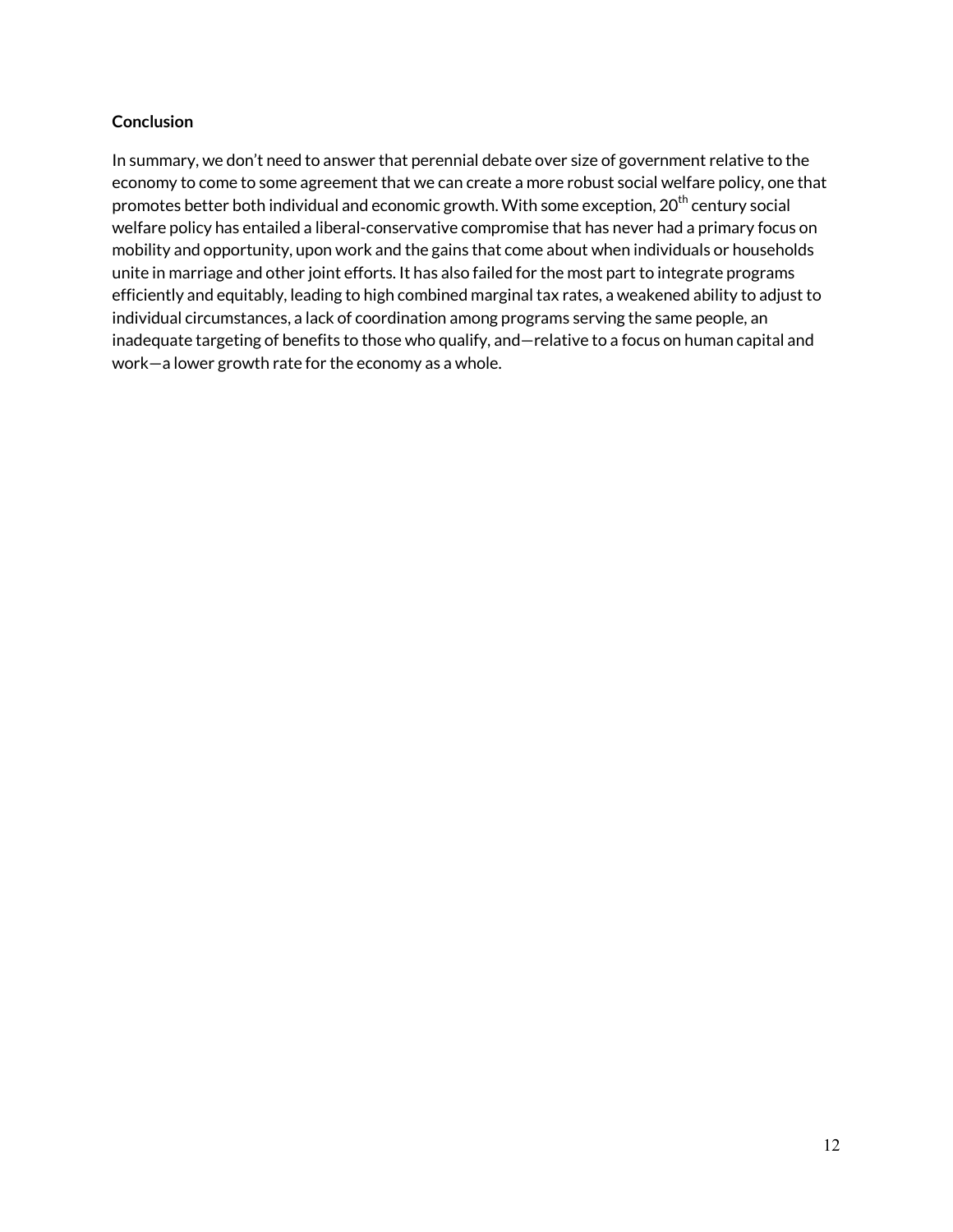**Conclusion**

In summary, we don't need to answer that perennial debate over size of government relative to the economy to come to some agreement that we can create a more robust social welfare policy, one that promotes better both individual and economic growth. With some exception, 20th century social welfare policy has entailed a liberal-conservative compromise that has never had a primary focus on mobility and opportunity, upon work and the gains that come about when individuals or households unite in marriage and other joint efforts. It has also failed for the most part to integrate programs efficiently and equitably, leading to high combined marginal tax rates, a weakened ability to adjust to individual circumstances, a lack of coordination among programs serving the same people, an inadequate targeting of benefits to those who qualify, and—relative to a focus on human capital and work—a lower growth rate for the economy as a whole.